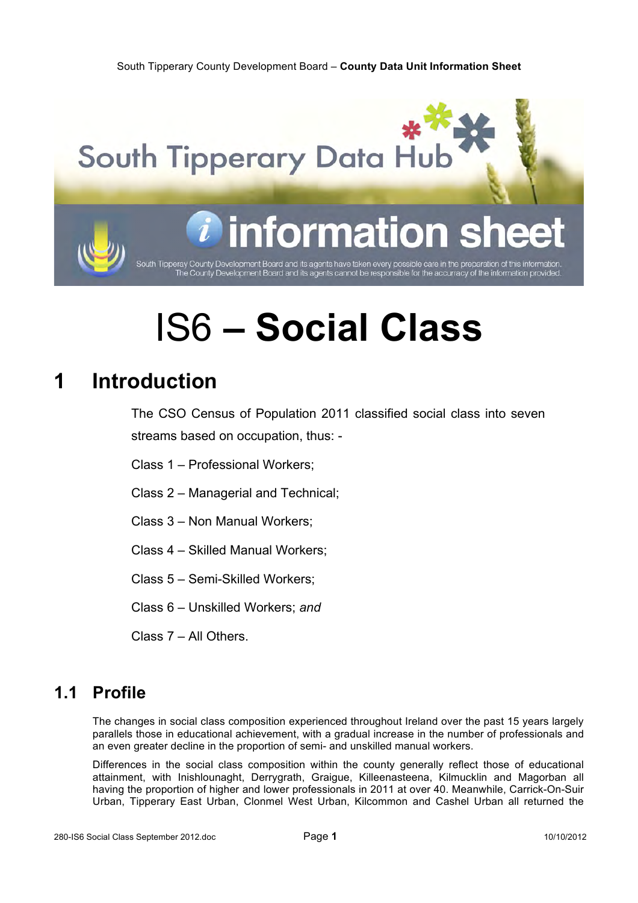# IS6 – **Social Class**

## 1 Introduction

The CSO Census of Population 2011 classified social class into seven streams based on occupation, thus: -

Class 1 – Professional Workers;

Class 2 – Managerial and Technical;

Class 3 – Non Manual Workers;

Class 4 – Skilled Manual Workers;

Class 5 – Semi-Skilled Workers;

Class 6 – Unskilled Workers; *and*

Class 7 – All Others.

### 1.1 Profile

The changes in social class composition experienced throughout Ireland over the past 15 years largely parallels those in educational achievement, with a gradual increase in the number of professionals and an even greater decline in the proportion of semi- and unskilled manual workers.

Differences in the social class composition within the county generally reflect those of educational attainment, with Inishlounaght, Derrygrath, Graigue, Killeenasteena, Kilmucklin and Magorban all having the proportion of higher and lower professionals in 2011 at over 40. Meanwhile, Carrick-On-Suir Urban, Tipperary East Urban, Clonmel West Urban, Kilcommon and Cashel Urban all returned the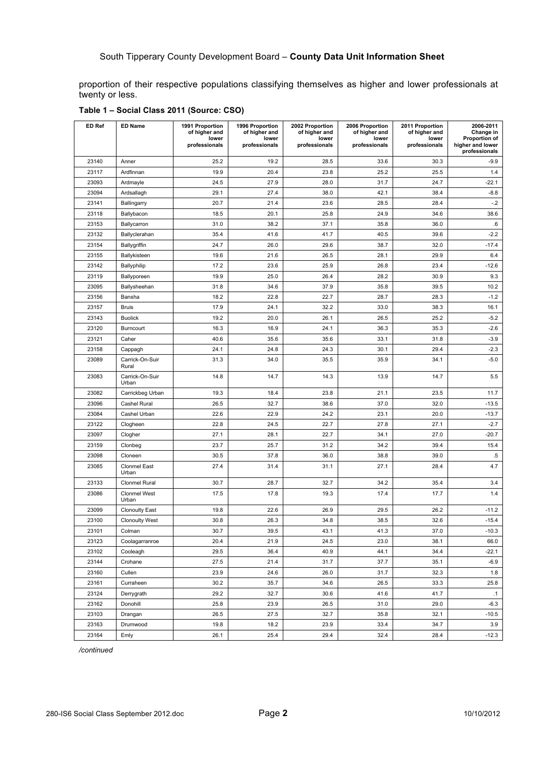proportion of their respective populations classifying themselves as higher and lower professionals at twenty or less.

**Table 1 – Social Class 2011 (Source: CSO)**

| ED Ref | ED Name | 1991 Proportion of higher and lower professionals | 1996 Proportion of higher and lower professionals | 2002 Proportion of higher and lower professionals | 2006 Proportion of higher and lower professionals | 2011 Proportion of higher and lower professionals | 2006-2011 Change in Proportion of higher and lower professionals |
|---|---|---|---|---|---|---|---|
| 23140 | Anner | 25.2 | 19.2 | 28.5 | 33.6 | 30.3 | -9.9 |
| 23117 | Ardfinnan | 19.9 | 20.4 | 23.8 | 25.2 | 25.5 | 1.4 |
| 23093 | Ardmayle | 24.5 | 27.9 | 28.0 | 31.7 | 24.7 | -22.1 |
| 23094 | Ardsallagh | 29.1 | 27.4 | 38.0 | 42.1 | 38.4 | -8.8 |
| 23141 | Ballingarry | 20.7 | 21.4 | 23.6 | 28.5 | 28.4 | -.2 |
| 23118 | Ballybacon | 18.5 | 20.1 | 25.8 | 24.9 | 34.6 | 38.6 |
| 23153 | Ballycarron | 31.0 | 38.2 | 37.1 | 35.8 | 36.0 | .6 |
| 23132 | Ballyclerahan | 35.4 | 41.6 | 41.7 | 40.5 | 39.6 | -2.2 |
| 23154 | Ballygriffin | 24.7 | 26.0 | 29.6 | 38.7 | 32.0 | -17.4 |
| 23155 | Ballykisteen | 19.6 | 21.6 | 26.5 | 28.1 | 29.9 | 6.4 |
| 23142 | Ballyphilip | 17.2 | 23.6 | 25.9 | 26.8 | 23.4 | -12.6 |
| 23119 | Ballyporeen | 19.9 | 25.0 | 26.4 | 28.2 | 30.9 | 9.3 |
| 23095 | Ballysheehan | 31.8 | 34.6 | 37.9 | 35.8 | 39.5 | 10.2 |
| 23156 | Bansha | 18.2 | 22.8 | 22.7 | 28.7 | 28.3 | -1.2 |
| 23157 | Bruis | 17.9 | 24.1 | 32.2 | 33.0 | 38.3 | 16.1 |
| 23143 | Buolick | 19.2 | 20.0 | 26.1 | 26.5 | 25.2 | -5.2 |
| 23120 | Burncourt | 16.3 | 16.9 | 24.1 | 36.3 | 35.3 | -2.6 |
| 23121 | Caher | 40.6 | 35.6 | 35.6 | 33.1 | 31.8 | -3.9 |
| 23158 | Cappagh | 24.1 | 24.8 | 24.3 | 30.1 | 29.4 | -2.3 |
| 23089 | Carrick-On-Suir Rural | 31.3 | 34.0 | 35.5 | 35.9 | 34.1 | -5.0 |
| 23083 | Carrick-On-Suir Urban | 14.8 | 14.7 | 14.3 | 13.9 | 14.7 | 5.5 |
| 23082 | Carrickbeg Urban | 19.3 | 18.4 | 23.8 | 21.1 | 23.5 | 11.7 |
| 23096 | Cashel Rural | 26.5 | 32.7 | 38.6 | 37.0 | 32.0 | -13.5 |
| 23084 | Cashel Urban | 22.6 | 22.9 | 24.2 | 23.1 | 20.0 | -13.7 |
| 23122 | Clogheen | 22.8 | 24.5 | 22.7 | 27.8 | 27.1 | -2.7 |
| 23097 | Clogher | 27.1 | 28.1 | 22.7 | 34.1 | 27.0 | -20.7 |
| 23159 | Clonbeg | 23.7 | 25.7 | 31.2 | 34.2 | 39.4 | 15.4 |
| 23098 | Cloneen | 30.5 | 37.8 | 36.0 | 38.8 | 39.0 | .5 |
| 23085 | Clonmel East Urban | 27.4 | 31.4 | 31.1 | 27.1 | 28.4 | 4.7 |
| 23133 | Clonmel Rural | 30.7 | 28.7 | 32.7 | 34.2 | 35.4 | 3.4 |
| 23086 | Clonmel West Urban | 17.5 | 17.8 | 19.3 | 17.4 | 17.7 | 1.4 |
| 23099 | Clonoulty East | 19.8 | 22.6 | 26.9 | 29.5 | 26.2 | -11.2 |
| 23100 | Clonoulty West | 30.8 | 26.3 | 34.8 | 38.5 | 32.6 | -15.4 |
| 23101 | Colman | 30.7 | 39.5 | 43.1 | 41.3 | 37.0 | -10.3 |
| 23123 | Coolagarranroe | 20.4 | 21.9 | 24.5 | 23.0 | 38.1 | 66.0 |
| 23102 | Cooleagh | 29.5 | 36.4 | 40.9 | 44.1 | 34.4 | -22.1 |
| 23144 | Crohane | 27.5 | 21.4 | 31.7 | 37.7 | 35.1 | -6.9 |
| 23160 | Cullen | 23.9 | 24.6 | 26.0 | 31.7 | 32.3 | 1.8 |
| 23161 | Curraheen | 30.2 | 35.7 | 34.6 | 26.5 | 33.3 | 25.8 |
| 23124 | Derrygrath | 29.2 | 32.7 | 30.6 | 41.6 | 41.7 | .1 |
| 23162 | Donohill | 25.8 | 23.9 | 26.5 | 31.0 | 29.0 | -6.3 |
| 23103 | Drangan | 26.5 | 27.5 | 32.7 | 35.8 | 32.1 | -10.5 |
| 23163 | Drumwood | 19.8 | 18.2 | 23.9 | 33.4 | 34.7 | 3.9 |
| 23164 | Emly | 26.1 | 25.4 | 29.4 | 32.4 | 28.4 | -12.3 |

*/continued*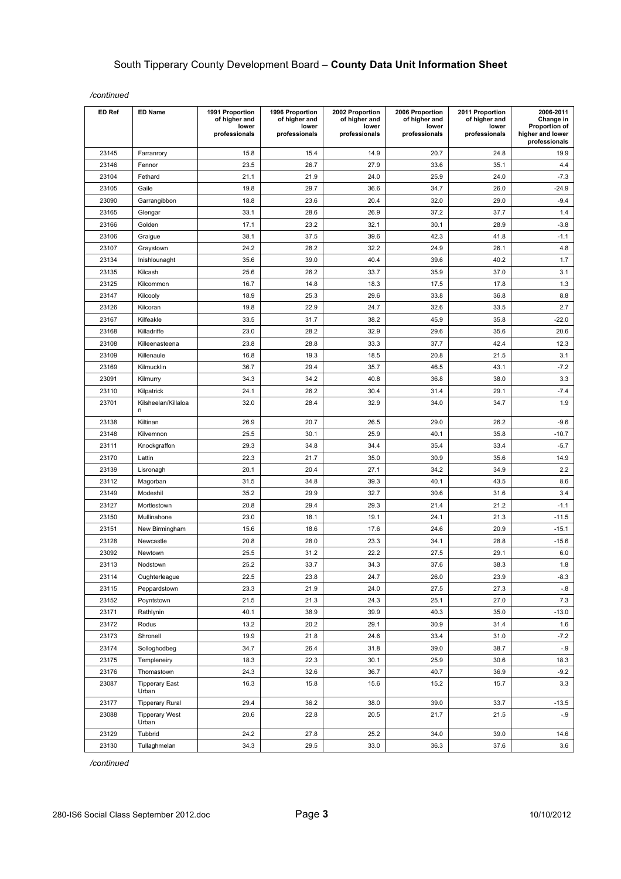*/continued*

| ED Ref | ED Name | 1991 Proportion of higher and lower professionals | 1996 Proportion of higher and lower professionals | 2002 Proportion of higher and lower professionals | 2006 Proportion of higher and lower professionals | 2011 Proportion of higher and lower professionals | 2006-2011 Change in Proportion of higher and lower professionals |
|---|---|---|---|---|---|---|---|
| 23145 | Farranrory | 15.8 | 15.4 | 14.9 | 20.7 | 24.8 | 19.9 |
| 23146 | Fennor | 23.5 | 26.7 | 27.9 | 33.6 | 35.1 | 4.4 |
| 23104 | Fethard | 21.1 | 21.9 | 24.0 | 25.9 | 24.0 | -7.3 |
| 23105 | Gaile | 19.8 | 29.7 | 36.6 | 34.7 | 26.0 | -24.9 |
| 23090 | Garrangibbon | 18.8 | 23.6 | 20.4 | 32.0 | 29.0 | -9.4 |
| 23165 | Glengar | 33.1 | 28.6 | 26.9 | 37.2 | 37.7 | 1.4 |
| 23166 | Golden | 17.1 | 23.2 | 32.1 | 30.1 | 28.9 | -3.8 |
| 23106 | Graigue | 38.1 | 37.5 | 39.6 | 42.3 | 41.8 | -1.1 |
| 23107 | Graystown | 24.2 | 28.2 | 32.2 | 24.9 | 26.1 | 4.8 |
| 23134 | Inishlounaght | 35.6 | 39.0 | 40.4 | 39.6 | 40.2 | 1.7 |
| 23135 | Kilcash | 25.6 | 26.2 | 33.7 | 35.9 | 37.0 | 3.1 |
| 23125 | Kilcommon | 16.7 | 14.8 | 18.3 | 17.5 | 17.8 | 1.3 |
| 23147 | Kilcooly | 18.9 | 25.3 | 29.6 | 33.8 | 36.8 | 8.8 |
| 23126 | Kilcoran | 19.8 | 22.9 | 24.7 | 32.6 | 33.5 | 2.7 |
| 23167 | Kilfeakle | 33.5 | 31.7 | 38.2 | 45.9 | 35.8 | -22.0 |
| 23168 | Killadriffe | 23.0 | 28.2 | 32.9 | 29.6 | 35.6 | 20.6 |
| 23108 | Killeenasteena | 23.8 | 28.8 | 33.3 | 37.7 | 42.4 | 12.3 |
| 23109 | Killenaule | 16.8 | 19.3 | 18.5 | 20.8 | 21.5 | 3.1 |
| 23169 | Kilmucklin | 36.7 | 29.4 | 35.7 | 46.5 | 43.1 | -7.2 |
| 23091 | Kilmurry | 34.3 | 34.2 | 40.8 | 36.8 | 38.0 | 3.3 |
| 23110 | Kilpatrick | 24.1 | 26.2 | 30.4 | 31.4 | 29.1 | -7.4 |
| 23701 | Kilsheelan/Killaloan | 32.0 | 28.4 | 32.9 | 34.0 | 34.7 | 1.9 |
| 23138 | Kiltinan | 26.9 | 20.7 | 26.5 | 29.0 | 26.2 | -9.6 |
| 23148 | Kilvemnon | 25.5 | 30.1 | 25.9 | 40.1 | 35.8 | -10.7 |
| 23111 | Knockgraffon | 29.3 | 34.8 | 34.4 | 35.4 | 33.4 | -5.7 |
| 23170 | Lattin | 22.3 | 21.7 | 35.0 | 30.9 | 35.6 | 14.9 |
| 23139 | Lisronagh | 20.1 | 20.4 | 27.1 | 34.2 | 34.9 | 2.2 |
| 23112 | Magorban | 31.5 | 34.8 | 39.3 | 40.1 | 43.5 | 8.6 |
| 23149 | Modeshil | 35.2 | 29.9 | 32.7 | 30.6 | 31.6 | 3.4 |
| 23127 | Mortlestown | 20.8 | 29.4 | 29.3 | 21.4 | 21.2 | -1.1 |
| 23150 | Mullinahone | 23.0 | 18.1 | 19.1 | 24.1 | 21.3 | -11.5 |
| 23151 | New Birmingham | 15.6 | 18.6 | 17.6 | 24.6 | 20.9 | -15.1 |
| 23128 | Newcastle | 20.8 | 28.0 | 23.3 | 34.1 | 28.8 | -15.6 |
| 23092 | Newtown | 25.5 | 31.2 | 22.2 | 27.5 | 29.1 | 6.0 |
| 23113 | Nodstown | 25.2 | 33.7 | 34.3 | 37.6 | 38.3 | 1.8 |
| 23114 | Oughterleague | 22.5 | 23.8 | 24.7 | 26.0 | 23.9 | -8.3 |
| 23115 | Peppardstown | 23.3 | 21.9 | 24.0 | 27.5 | 27.3 | -.8 |
| 23152 | Poyntstown | 21.5 | 21.3 | 24.3 | 25.1 | 27.0 | 7.3 |
| 23171 | Rathlynin | 40.1 | 38.9 | 39.9 | 40.3 | 35.0 | -13.0 |
| 23172 | Rodus | 13.2 | 20.2 | 29.1 | 30.9 | 31.4 | 1.6 |
| 23173 | Shronell | 19.9 | 21.8 | 24.6 | 33.4 | 31.0 | -7.2 |
| 23174 | Solloghodbeg | 34.7 | 26.4 | 31.8 | 39.0 | 38.7 | -.9 |
| 23175 | Templeneiry | 18.3 | 22.3 | 30.1 | 25.9 | 30.6 | 18.3 |
| 23176 | Thomastown | 24.3 | 32.6 | 36.7 | 40.7 | 36.9 | -9.2 |
| 23087 | Tipperary East Urban | 16.3 | 15.8 | 15.6 | 15.2 | 15.7 | 3.3 |
| 23177 | Tipperary Rural | 29.4 | 36.2 | 38.0 | 39.0 | 33.7 | -13.5 |
| 23088 | Tipperary West Urban | 20.6 | 22.8 | 20.5 | 21.7 | 21.5 | -.9 |
| 23129 | Tubbrid | 24.2 | 27.8 | 25.2 | 34.0 | 39.0 | 14.6 |
| 23130 | Tullaghmelan | 34.3 | 29.5 | 33.0 | 36.3 | 37.6 | 3.6 |

*/continued*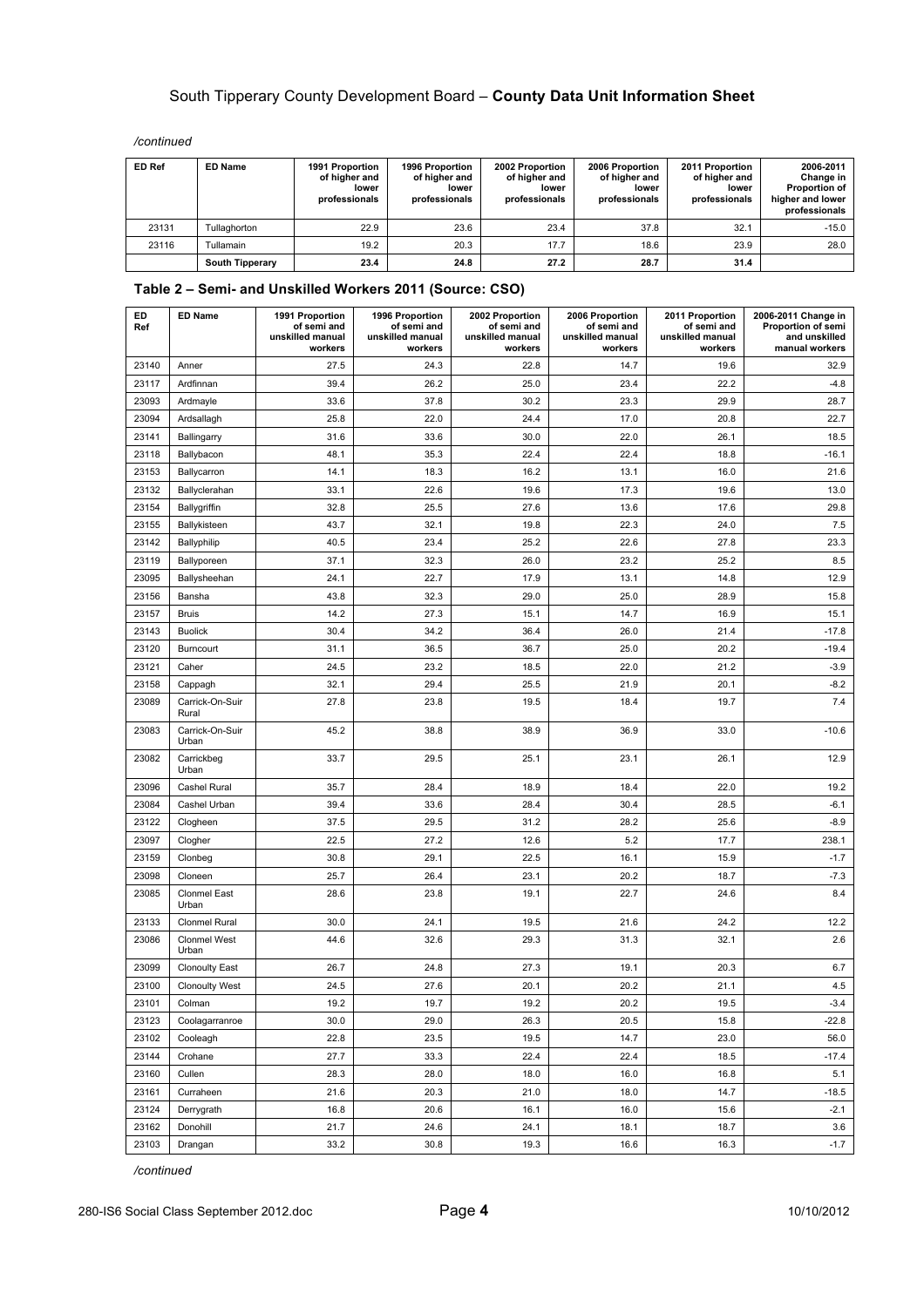*/continued*

| ED Ref | ED Name | 1991 Proportion of higher and lower professionals | 1996 Proportion of higher and lower professionals | 2002 Proportion of higher and lower professionals | 2006 Proportion of higher and lower professionals | 2011 Proportion of higher and lower professionals | 2006-2011 Change in Proportion of higher and lower professionals |
|---|---|---|---|---|---|---|---|
| 23131 | Tullaghorton | 22.9 | 23.6 | 23.4 | 37.8 | 32.1 | -15.0 |
| 23116 | Tullamain | 19.2 | 20.3 | 17.7 | 18.6 | 23.9 | 28.0 |
| | **South Tipperary** | **23.4** | **24.8** | **27.2** | **28.7** | **31.4** | |

### Table 2 – Semi- and Unskilled Workers 2011 (Source: CSO)

| ED Ref | ED Name | 1991 Proportion of semi and unskilled manual workers | 1996 Proportion of semi and unskilled manual workers | 2002 Proportion of semi and unskilled manual workers | 2006 Proportion of semi and unskilled manual workers | 2011 Proportion of semi and unskilled manual workers | 2006-2011 Change in Proportion of semi and unskilled manual workers |
|---|---|---|---|---|---|---|---|
| 23140 | Anner | 27.5 | 24.3 | 22.8 | 14.7 | 19.6 | 32.9 |
| 23117 | Ardfinnan | 39.4 | 26.2 | 25.0 | 23.4 | 22.2 | -4.8 |
| 23093 | Ardmayle | 33.6 | 37.8 | 30.2 | 23.3 | 29.9 | 28.7 |
| 23094 | Ardsallagh | 25.8 | 22.0 | 24.4 | 17.0 | 20.8 | 22.7 |
| 23141 | Ballingarry | 31.6 | 33.6 | 30.0 | 22.0 | 26.1 | 18.5 |
| 23118 | Ballybacon | 48.1 | 35.3 | 22.4 | 22.4 | 18.8 | -16.1 |
| 23153 | Ballycarron | 14.1 | 18.3 | 16.2 | 13.1 | 16.0 | 21.6 |
| 23132 | Ballyclerahan | 33.1 | 22.6 | 19.6 | 17.3 | 19.6 | 13.0 |
| 23154 | Ballygriffin | 32.8 | 25.5 | 27.6 | 13.6 | 17.6 | 29.8 |
| 23155 | Ballykisteen | 43.7 | 32.1 | 19.8 | 22.3 | 24.0 | 7.5 |
| 23142 | Ballyphilip | 40.5 | 23.4 | 25.2 | 22.6 | 27.8 | 23.3 |
| 23119 | Ballyporeen | 37.1 | 32.3 | 26.0 | 23.2 | 25.2 | 8.5 |
| 23095 | Ballysheehan | 24.1 | 22.7 | 17.9 | 13.1 | 14.8 | 12.9 |
| 23156 | Bansha | 43.8 | 32.3 | 29.0 | 25.0 | 28.9 | 15.8 |
| 23157 | Bruis | 14.2 | 27.3 | 15.1 | 14.7 | 16.9 | 15.1 |
| 23143 | Buolick | 30.4 | 34.2 | 36.4 | 26.0 | 21.4 | -17.8 |
| 23120 | Burncourt | 31.1 | 36.5 | 36.7 | 25.0 | 20.2 | -19.4 |
| 23121 | Caher | 24.5 | 23.2 | 18.5 | 22.0 | 21.2 | -3.9 |
| 23158 | Cappagh | 32.1 | 29.4 | 25.5 | 21.9 | 20.1 | -8.2 |
| 23089 | Carrick-On-Suir Rural | 27.8 | 23.8 | 19.5 | 18.4 | 19.7 | 7.4 |
| 23083 | Carrick-On-Suir Urban | 45.2 | 38.8 | 38.9 | 36.9 | 33.0 | -10.6 |
| 23082 | Carrickbeg Urban | 33.7 | 29.5 | 25.1 | 23.1 | 26.1 | 12.9 |
| 23096 | Cashel Rural | 35.7 | 28.4 | 18.9 | 18.4 | 22.0 | 19.2 |
| 23084 | Cashel Urban | 39.4 | 33.6 | 28.4 | 30.4 | 28.5 | -6.1 |
| 23122 | Clogheen | 37.5 | 29.5 | 31.2 | 28.2 | 25.6 | -8.9 |
| 23097 | Clogher | 22.5 | 27.2 | 12.6 | 5.2 | 17.7 | 238.1 |
| 23159 | Clonbeg | 30.8 | 29.1 | 22.5 | 16.1 | 15.9 | -1.7 |
| 23098 | Cloneen | 25.7 | 26.4 | 23.1 | 20.2 | 18.7 | -7.3 |
| 23085 | Clonmel East Urban | 28.6 | 23.8 | 19.1 | 22.7 | 24.6 | 8.4 |
| 23133 | Clonmel Rural | 30.0 | 24.1 | 19.5 | 21.6 | 24.2 | 12.2 |
| 23086 | Clonmel West Urban | 44.6 | 32.6 | 29.3 | 31.3 | 32.1 | 2.6 |
| 23099 | Clonoulty East | 26.7 | 24.8 | 27.3 | 19.1 | 20.3 | 6.7 |
| 23100 | Clonoulty West | 24.5 | 27.6 | 20.1 | 20.2 | 21.1 | 4.5 |
| 23101 | Colman | 19.2 | 19.7 | 19.2 | 20.2 | 19.5 | -3.4 |
| 23123 | Coolagarranroe | 30.0 | 29.0 | 26.3 | 20.5 | 15.8 | -22.8 |
| 23102 | Cooleagh | 22.8 | 23.5 | 19.5 | 14.7 | 23.0 | 56.0 |
| 23144 | Crohane | 27.7 | 33.3 | 22.4 | 22.4 | 18.5 | -17.4 |
| 23160 | Cullen | 28.3 | 28.0 | 18.0 | 16.0 | 16.8 | 5.1 |
| 23161 | Curraheen | 21.6 | 20.3 | 21.0 | 18.0 | 14.7 | -18.5 |
| 23124 | Derrygrath | 16.8 | 20.6 | 16.1 | 16.0 | 15.6 | -2.1 |
| 23162 | Donohill | 21.7 | 24.6 | 24.1 | 18.1 | 18.7 | 3.6 |
| 23103 | Drangan | 33.2 | 30.8 | 19.3 | 16.6 | 16.3 | -1.7 |

*/continued*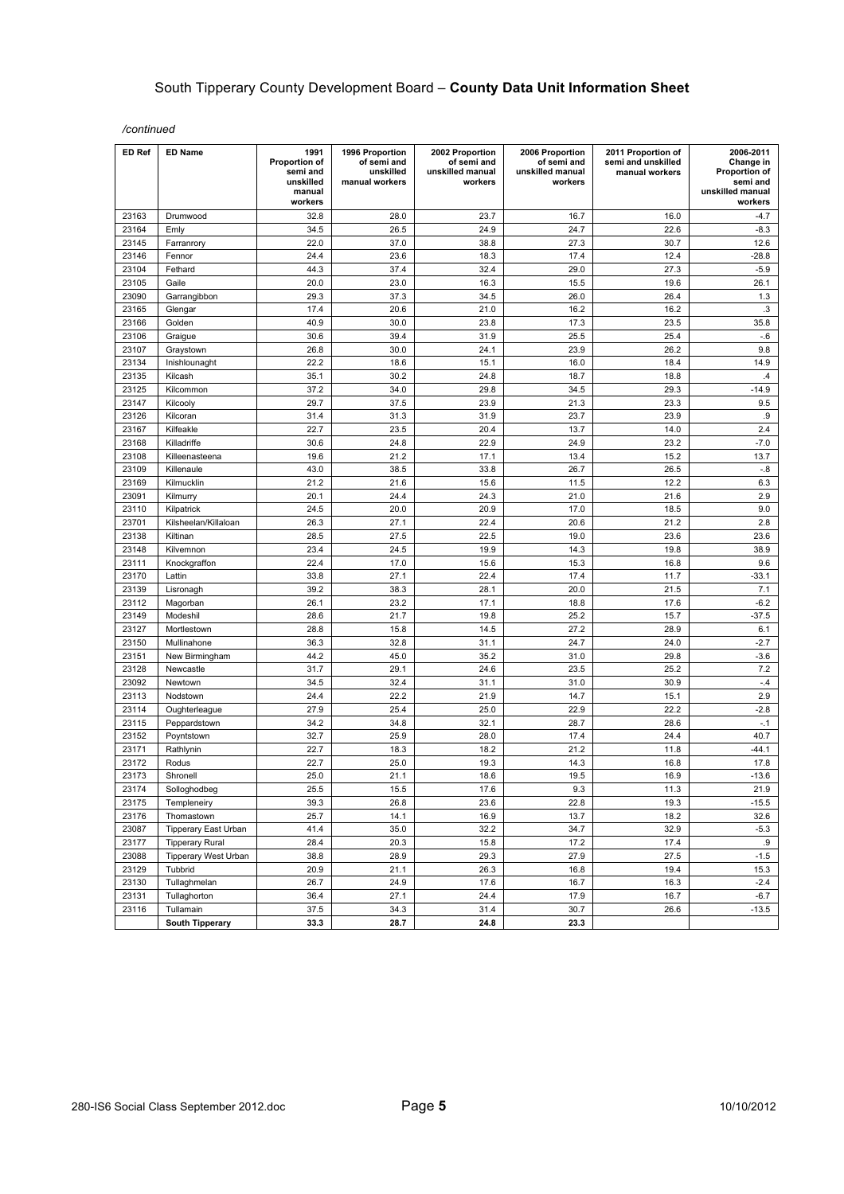# South Tipperary County Development Board – **County Data Unit Information Sheet**

*/continued*

| ED Ref | ED Name | 1991 Proportion of semi and unskilled manual workers | 1996 Proportion of semi and unskilled manual workers | 2002 Proportion of semi and unskilled manual workers | 2006 Proportion of semi and unskilled manual workers | 2011 Proportion of semi and unskilled manual workers | 2006-2011 Change in Proportion of semi and unskilled manual workers |
|---|---|---|---|---|---|---|---|
| 23163 | Drumwood | 32.8 | 28.0 | 23.7 | 16.7 | 16.0 | -4.7 |
| 23164 | Emly | 34.5 | 26.5 | 24.9 | 24.7 | 22.6 | -8.3 |
| 23145 | Farranrory | 22.0 | 37.0 | 38.8 | 27.3 | 30.7 | 12.6 |
| 23146 | Fennor | 24.4 | 23.6 | 18.3 | 17.4 | 12.4 | -28.8 |
| 23104 | Fethard | 44.3 | 37.4 | 32.4 | 29.0 | 27.3 | -5.9 |
| 23105 | Gaile | 20.0 | 23.0 | 16.3 | 15.5 | 19.6 | 26.1 |
| 23090 | Garrangibbon | 29.3 | 37.3 | 34.5 | 26.0 | 26.4 | 1.3 |
| 23165 | Glengar | 17.4 | 20.6 | 21.0 | 16.2 | 16.2 | .3 |
| 23166 | Golden | 40.9 | 30.0 | 23.8 | 17.3 | 23.5 | 35.8 |
| 23106 | Graigue | 30.6 | 39.4 | 31.9 | 25.5 | 25.4 | -.6 |
| 23107 | Graystown | 26.8 | 30.0 | 24.1 | 23.9 | 26.2 | 9.8 |
| 23134 | Inishlounaght | 22.2 | 18.6 | 15.1 | 16.0 | 18.4 | 14.9 |
| 23135 | Kilcash | 35.1 | 30.2 | 24.8 | 18.7 | 18.8 | .4 |
| 23125 | Kilcommon | 37.2 | 34.0 | 29.8 | 34.5 | 29.3 | -14.9 |
| 23147 | Kilcooly | 29.7 | 37.5 | 23.9 | 21.3 | 23.3 | 9.5 |
| 23126 | Kilcoran | 31.4 | 31.3 | 31.9 | 23.7 | 23.9 | .9 |
| 23167 | Kilfeakle | 22.7 | 23.5 | 20.4 | 13.7 | 14.0 | 2.4 |
| 23168 | Killadriffe | 30.6 | 24.8 | 22.9 | 24.9 | 23.2 | -7.0 |
| 23108 | Killeenasteena | 19.6 | 21.2 | 17.1 | 13.4 | 15.2 | 13.7 |
| 23109 | Killenaule | 43.0 | 38.5 | 33.8 | 26.7 | 26.5 | -.8 |
| 23169 | Kilmucklin | 21.2 | 21.6 | 15.6 | 11.5 | 12.2 | 6.3 |
| 23091 | Kilmurry | 20.1 | 24.4 | 24.3 | 21.0 | 21.6 | 2.9 |
| 23110 | Kilpatrick | 24.5 | 20.0 | 20.9 | 17.0 | 18.5 | 9.0 |
| 23701 | Kilsheelan/Killaloan | 26.3 | 27.1 | 22.4 | 20.6 | 21.2 | 2.8 |
| 23138 | Kiltinan | 28.5 | 27.5 | 22.5 | 19.0 | 23.6 | 23.6 |
| 23148 | Kilvemnon | 23.4 | 24.5 | 19.9 | 14.3 | 19.8 | 38.9 |
| 23111 | Knockgraffon | 22.4 | 17.0 | 15.6 | 15.3 | 16.8 | 9.6 |
| 23170 | Lattin | 33.8 | 27.1 | 22.4 | 17.4 | 11.7 | -33.1 |
| 23139 | Lisronagh | 39.2 | 38.3 | 28.1 | 20.0 | 21.5 | 7.1 |
| 23112 | Magorban | 26.1 | 23.2 | 17.1 | 18.8 | 17.6 | -6.2 |
| 23149 | Modeshil | 28.6 | 21.7 | 19.8 | 25.2 | 15.7 | -37.5 |
| 23127 | Mortlestown | 28.8 | 15.8 | 14.5 | 27.2 | 28.9 | 6.1 |
| 23150 | Mullinahone | 36.3 | 32.8 | 31.1 | 24.7 | 24.0 | -2.7 |
| 23151 | New Birmingham | 44.2 | 45.0 | 35.2 | 31.0 | 29.8 | -3.6 |
| 23128 | Newcastle | 31.7 | 29.1 | 24.6 | 23.5 | 25.2 | 7.2 |
| 23092 | Newtown | 34.5 | 32.4 | 31.1 | 31.0 | 30.9 | -.4 |
| 23113 | Nodstown | 24.4 | 22.2 | 21.9 | 14.7 | 15.1 | 2.9 |
| 23114 | Oughterleague | 27.9 | 25.4 | 25.0 | 22.9 | 22.2 | -2.8 |
| 23115 | Peppardstown | 34.2 | 34.8 | 32.1 | 28.7 | 28.6 | -.1 |
| 23152 | Poyntstown | 32.7 | 25.9 | 28.0 | 17.4 | 24.4 | 40.7 |
| 23171 | Rathlynin | 22.7 | 18.3 | 18.2 | 21.2 | 11.8 | -44.1 |
| 23172 | Rodus | 22.7 | 25.0 | 19.3 | 14.3 | 16.8 | 17.8 |
| 23173 | Shronell | 25.0 | 21.1 | 18.6 | 19.5 | 16.9 | -13.6 |
| 23174 | Solloghodbeg | 25.5 | 15.5 | 17.6 | 9.3 | 11.3 | 21.9 |
| 23175 | Templeneiry | 39.3 | 26.8 | 23.6 | 22.8 | 19.3 | -15.5 |
| 23176 | Thomastown | 25.7 | 14.1 | 16.9 | 13.7 | 18.2 | 32.6 |
| 23087 | Tipperary East Urban | 41.4 | 35.0 | 32.2 | 34.7 | 32.9 | -5.3 |
| 23177 | Tipperary Rural | 28.4 | 20.3 | 15.8 | 17.2 | 17.4 | .9 |
| 23088 | Tipperary West Urban | 38.8 | 28.9 | 29.3 | 27.9 | 27.5 | -1.5 |
| 23129 | Tubbrid | 20.9 | 21.1 | 26.3 | 16.8 | 19.4 | 15.3 |
| 23130 | Tullaghmelan | 26.7 | 24.9 | 17.6 | 16.7 | 16.3 | -2.4 |
| 23131 | Tullaghorton | 36.4 | 27.1 | 24.4 | 17.9 | 16.7 | -6.7 |
| 23116 | Tullamain | 37.5 | 34.3 | 31.4 | 30.7 | 26.6 | -13.5 |
| | **South Tipperary** | **33.3** | **28.7** | **24.8** | **23.3** | | |